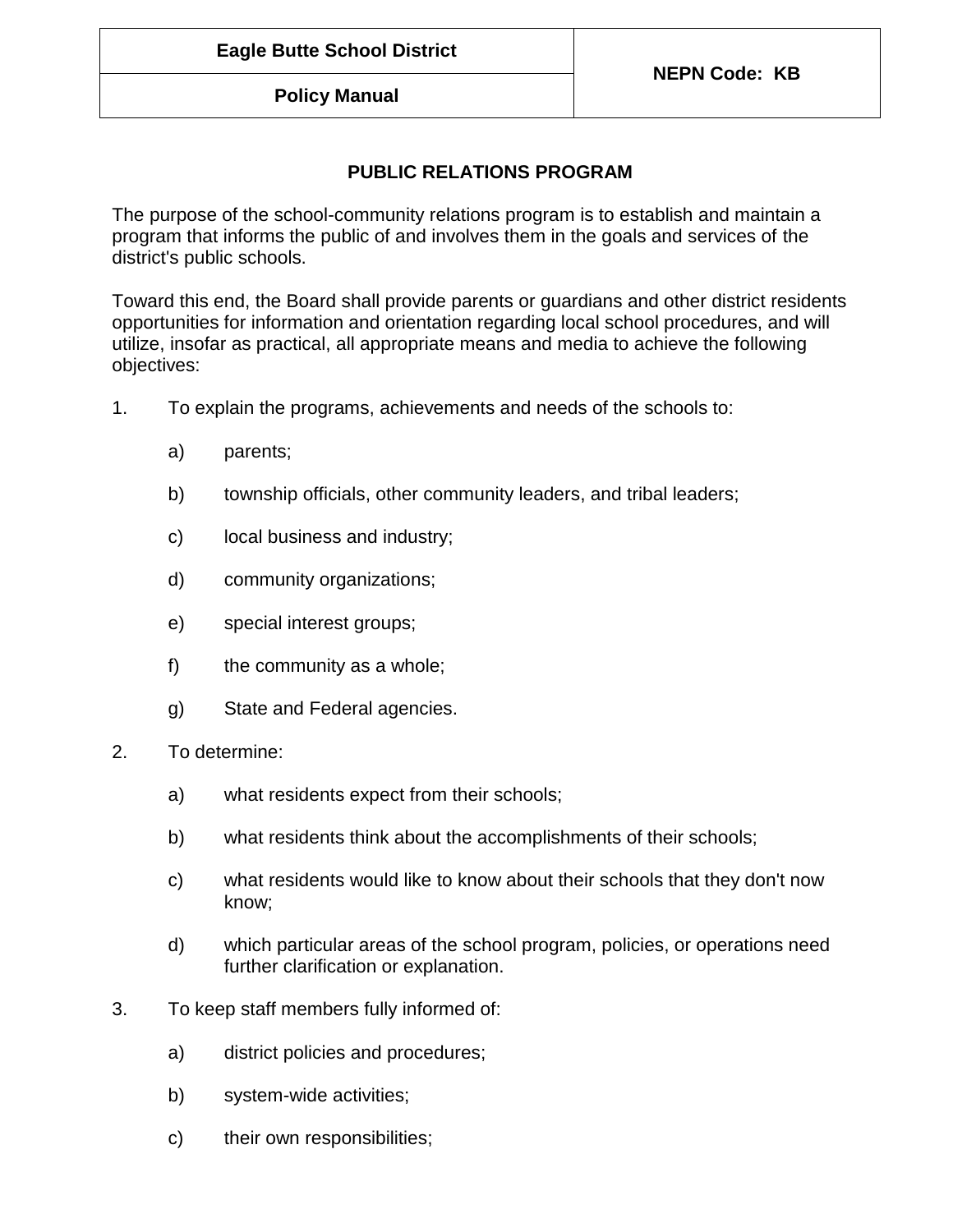| Eagle Butte School District | NEPN Code: KB |
| --- | --- |
| Policy Manual | |

## PUBLIC RELATIONS PROGRAM

The purpose of the school-community relations program is to establish and maintain a program that informs the public of and involves them in the goals and services of the district's public schools.

Toward this end, the Board shall provide parents or guardians and other district residents opportunities for information and orientation regarding local school procedures, and will utilize, insofar as practical, all appropriate means and media to achieve the following objectives:

1. To explain the programs, achievements and needs of the schools to:
   - a) parents;
   - b) township officials, other community leaders, and tribal leaders;
   - c) local business and industry;
   - d) community organizations;
   - e) special interest groups;
   - f) the community as a whole;
   - g) State and Federal agencies.
2. To determine:
   - a) what residents expect from their schools;
   - b) what residents think about the accomplishments of their schools;
   - c) what residents would like to know about their schools that they don't now know;
   - d) which particular areas of the school program, policies, or operations need further clarification or explanation.
3. To keep staff members fully informed of:
   - a) district policies and procedures;
   - b) system-wide activities;
   - c) their own responsibilities;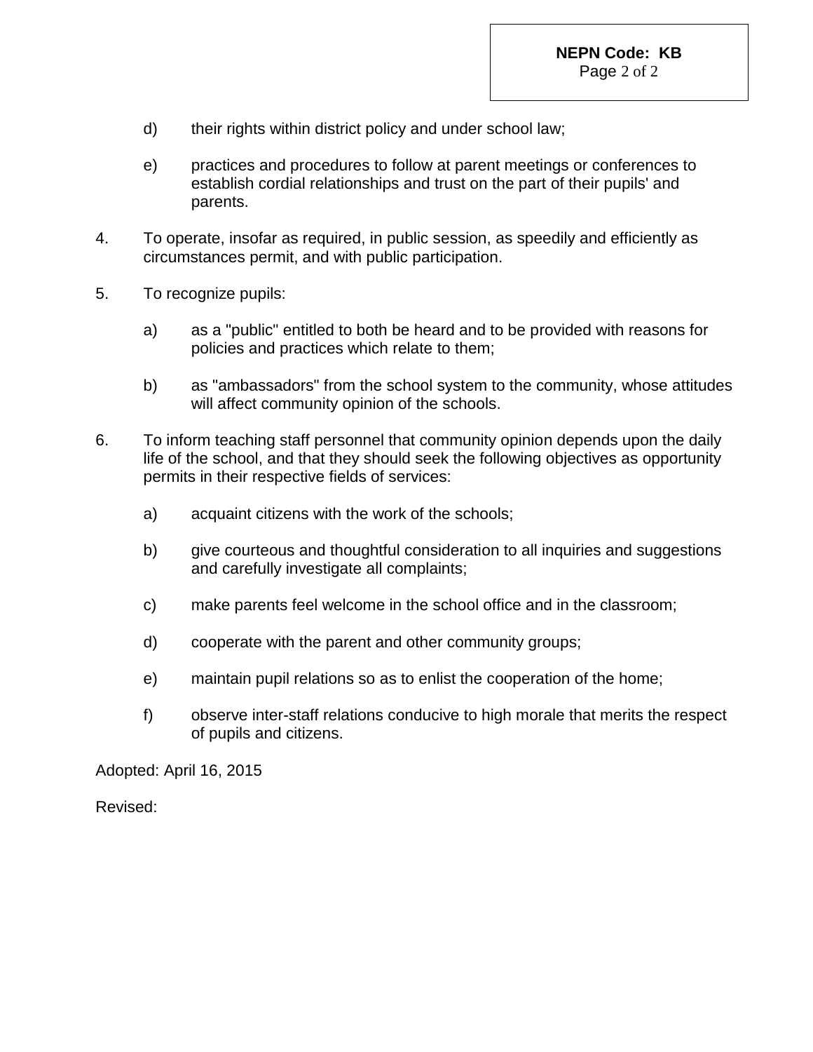d) their rights within district policy and under school law;

   e) practices and procedures to follow at parent meetings or conferences to establish cordial relationships and trust on the part of their pupils' and parents.

4. To operate, insofar as required, in public session, as speedily and efficiently as circumstances permit, and with public participation.

5. To recognize pupils:

   a) as a "public" entitled to both be heard and to be provided with reasons for policies and practices which relate to them;

   b) as "ambassadors" from the school system to the community, whose attitudes will affect community opinion of the schools.

6. To inform teaching staff personnel that community opinion depends upon the daily life of the school, and that they should seek the following objectives as opportunity permits in their respective fields of services:

   a) acquaint citizens with the work of the schools;

   b) give courteous and thoughtful consideration to all inquiries and suggestions and carefully investigate all complaints;

   c) make parents feel welcome in the school office and in the classroom;

   d) cooperate with the parent and other community groups;

   e) maintain pupil relations so as to enlist the cooperation of the home;

   f) observe inter-staff relations conducive to high morale that merits the respect of pupils and citizens.

Adopted: April 16, 2015

Revised: